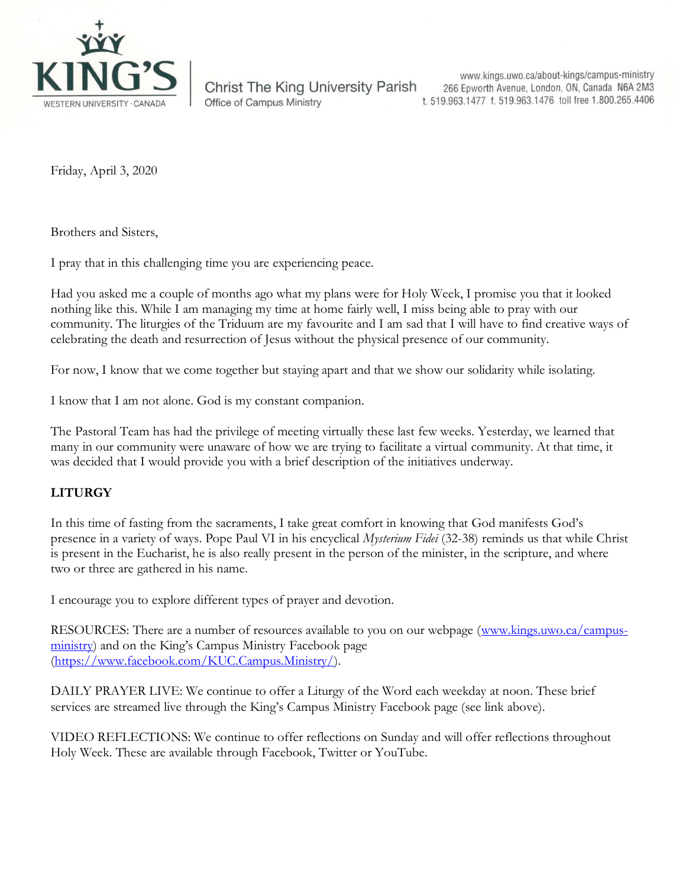KING'S
WESTERN UNIVERSITY · CANADA

Christ The King University Parish
Office of Campus Ministry

www.kings.uwo.ca/about-kings/campus-ministry
266 Epworth Avenue, London, ON, Canada N6A 2M3
t. 519.963.1477 f. 519.963.1476 toll free 1.800.265.4406

Friday, April 3, 2020

Brothers and Sisters,

I pray that in this challenging time you are experiencing peace.

Had you asked me a couple of months ago what my plans were for Holy Week, I promise you that it looked nothing like this. While I am managing my time at home fairly well, I miss being able to pray with our community. The liturgies of the Triduum are my favourite and I am sad that I will have to find creative ways of celebrating the death and resurrection of Jesus without the physical presence of our community.

For now, I know that we come together but staying apart and that we show our solidarity while isolating.

I know that I am not alone. God is my constant companion.

The Pastoral Team has had the privilege of meeting virtually these last few weeks. Yesterday, we learned that many in our community were unaware of how we are trying to facilitate a virtual community. At that time, it was decided that I would provide you with a brief description of the initiatives underway.

**LITURGY**

In this time of fasting from the sacraments, I take great comfort in knowing that God manifests God's presence in a variety of ways. Pope Paul VI in his encyclical *Mysterium Fidei* (32-38) reminds us that while Christ is present in the Eucharist, he is also really present in the person of the minister, in the scripture, and where two or three are gathered in his name.

I encourage you to explore different types of prayer and devotion.

RESOURCES: There are a number of resources available to you on our webpage (www.kings.uwo.ca/campus-ministry) and on the King's Campus Ministry Facebook page (https://www.facebook.com/KUC.Campus.Ministry/).

DAILY PRAYER LIVE: We continue to offer a Liturgy of the Word each weekday at noon. These brief services are streamed live through the King's Campus Ministry Facebook page (see link above).

VIDEO REFLECTIONS: We continue to offer reflections on Sunday and will offer reflections throughout Holy Week. These are available through Facebook, Twitter or YouTube.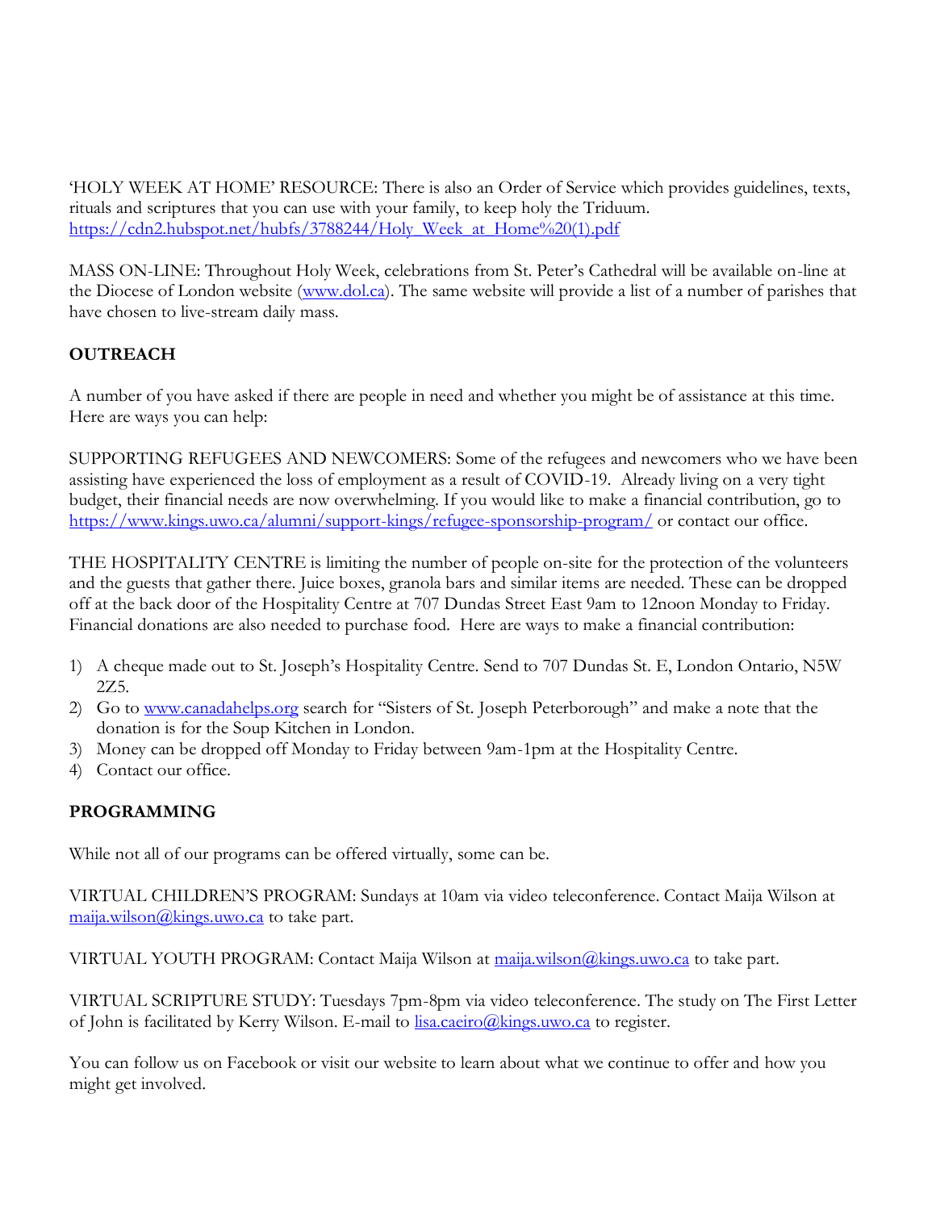'HOLY WEEK AT HOME' RESOURCE: There is also an Order of Service which provides guidelines, texts, rituals and scriptures that you can use with your family, to keep holy the Triduum. https://cdn2.hubspot.net/hubfs/3788244/Holy_Week_at_Home%20(1).pdf

MASS ON-LINE: Throughout Holy Week, celebrations from St. Peter's Cathedral will be available on-line at the Diocese of London website (www.dol.ca). The same website will provide a list of a number of parishes that have chosen to live-stream daily mass.

## OUTREACH

A number of you have asked if there are people in need and whether you might be of assistance at this time. Here are ways you can help:

SUPPORTING REFUGEES AND NEWCOMERS: Some of the refugees and newcomers who we have been assisting have experienced the loss of employment as a result of COVID-19. Already living on a very tight budget, their financial needs are now overwhelming. If you would like to make a financial contribution, go to https://www.kings.uwo.ca/alumni/support-kings/refugee-sponsorship-program/ or contact our office.

THE HOSPITALITY CENTRE is limiting the number of people on-site for the protection of the volunteers and the guests that gather there. Juice boxes, granola bars and similar items are needed. These can be dropped off at the back door of the Hospitality Centre at 707 Dundas Street East 9am to 12noon Monday to Friday. Financial donations are also needed to purchase food. Here are ways to make a financial contribution:

1) A cheque made out to St. Joseph's Hospitality Centre. Send to 707 Dundas St. E, London Ontario, N5W 2Z5.
2) Go to www.canadahelps.org search for "Sisters of St. Joseph Peterborough" and make a note that the donation is for the Soup Kitchen in London.
3) Money can be dropped off Monday to Friday between 9am-1pm at the Hospitality Centre.
4) Contact our office.

## PROGRAMMING

While not all of our programs can be offered virtually, some can be.

VIRTUAL CHILDREN'S PROGRAM: Sundays at 10am via video teleconference. Contact Maija Wilson at maija.wilson@kings.uwo.ca to take part.

VIRTUAL YOUTH PROGRAM: Contact Maija Wilson at maija.wilson@kings.uwo.ca to take part.

VIRTUAL SCRIPTURE STUDY: Tuesdays 7pm-8pm via video teleconference. The study on The First Letter of John is facilitated by Kerry Wilson. E-mail to lisa.caeiro@kings.uwo.ca to register.

You can follow us on Facebook or visit our website to learn about what we continue to offer and how you might get involved.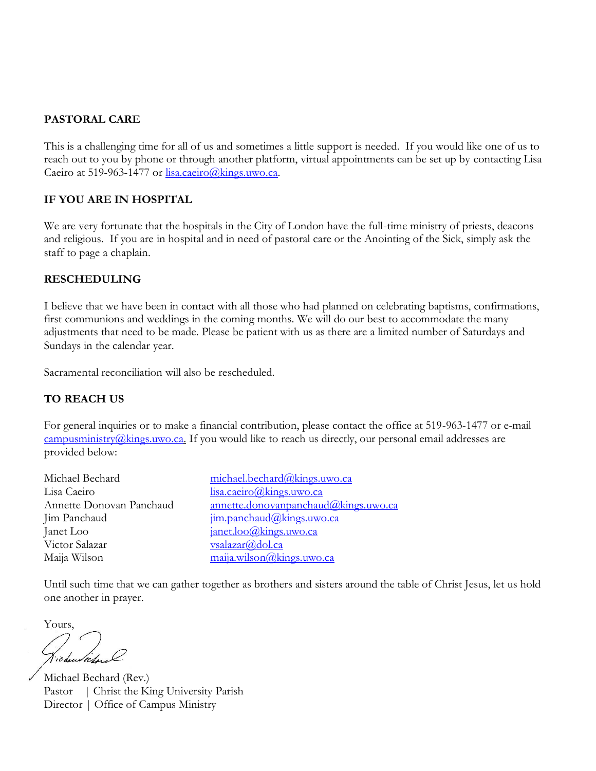**PASTORAL CARE**

This is a challenging time for all of us and sometimes a little support is needed. If you would like one of us to reach out to you by phone or through another platform, virtual appointments can be set up by contacting Lisa Caeiro at 519-963-1477 or lisa.caeiro@kings.uwo.ca.

**IF YOU ARE IN HOSPITAL**

We are very fortunate that the hospitals in the City of London have the full-time ministry of priests, deacons and religious. If you are in hospital and in need of pastoral care or the Anointing of the Sick, simply ask the staff to page a chaplain.

**RESCHEDULING**

I believe that we have been in contact with all those who had planned on celebrating baptisms, confirmations, first communions and weddings in the coming months. We will do our best to accommodate the many adjustments that need to be made. Please be patient with us as there are a limited number of Saturdays and Sundays in the calendar year.

Sacramental reconciliation will also be rescheduled.

**TO REACH US**

For general inquiries or to make a financial contribution, please contact the office at 519-963-1477 or e-mail campusministry@kings.uwo.ca. If you would like to reach us directly, our personal email addresses are provided below:

| | |
|---|---|
| Michael Bechard | michael.bechard@kings.uwo.ca |
| Lisa Caeiro | lisa.caeiro@kings.uwo.ca |
| Annette Donovan Panchaud | annette.donovanpanchaud@kings.uwo.ca |
| Jim Panchaud | jim.panchaud@kings.uwo.ca |
| Janet Loo | janet.loo@kings.uwo.ca |
| Victor Salazar | vsalazar@dol.ca |
| Maija Wilson | maija.wilson@kings.uwo.ca |

Until such time that we can gather together as brothers and sisters around the table of Christ Jesus, let us hold one another in prayer.

Yours,

Michael Bechard (Rev.)
Pastor | Christ the King University Parish
Director | Office of Campus Ministry